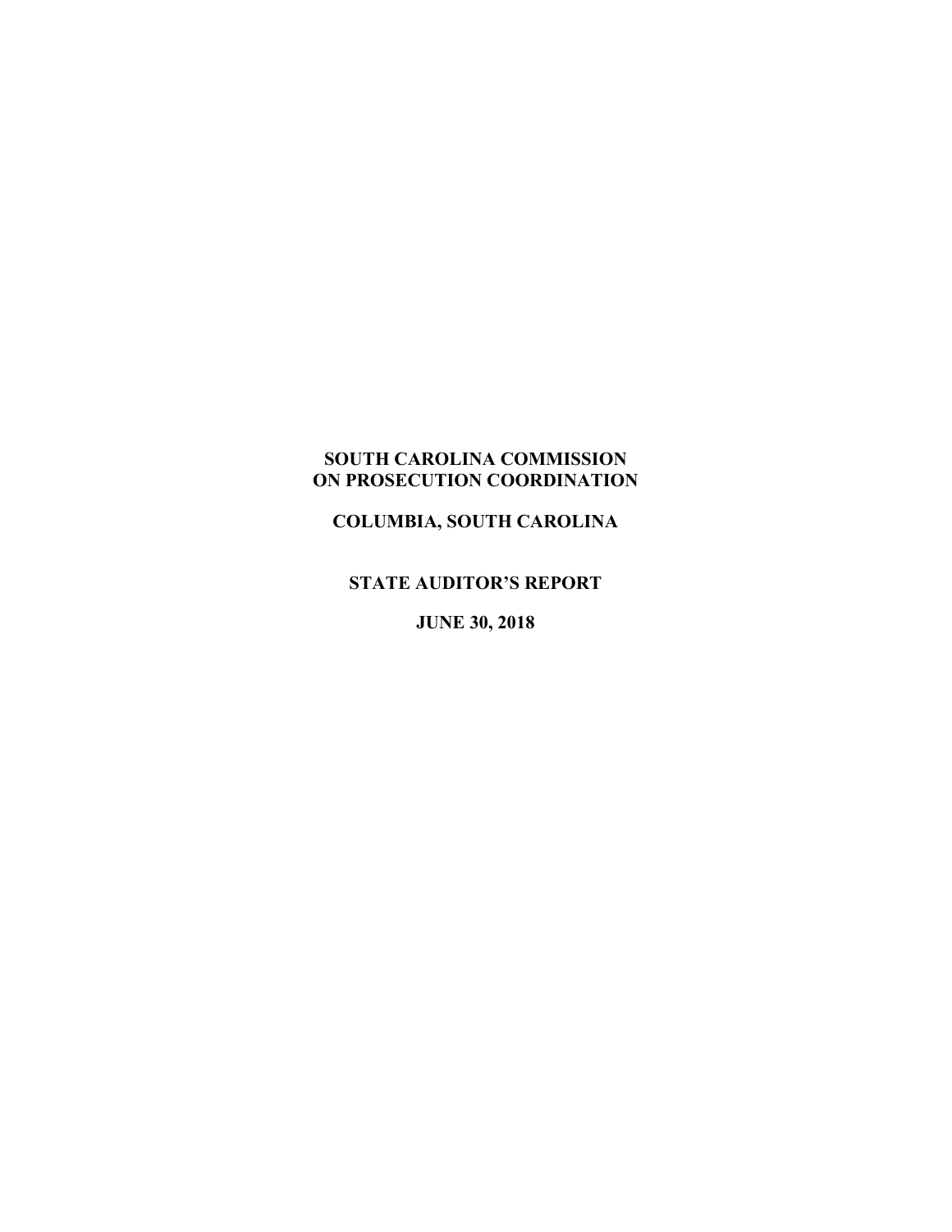# SOUTH CAROLINA COMMISSION ON PROSECUTION COORDINATION

## COLUMBIA, SOUTH CAROLINA

## STATE AUDITOR'S REPORT

## JUNE 30, 2018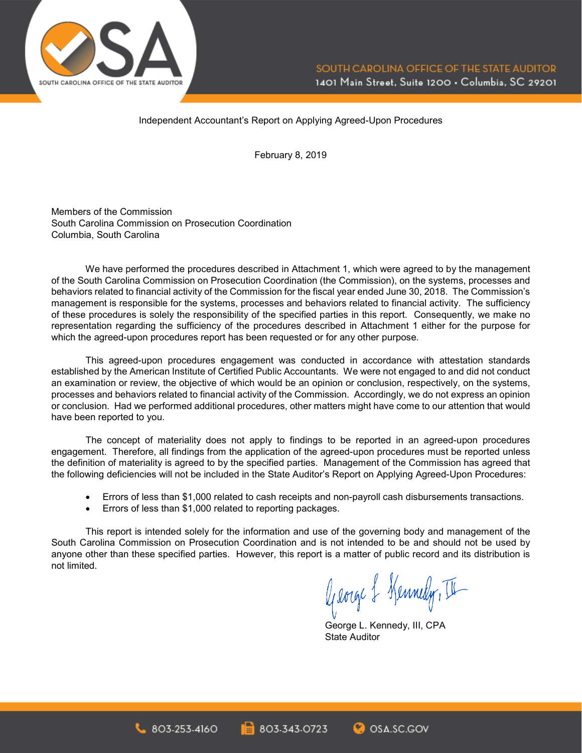Independent Accountant's Report on Applying Agreed-Upon Procedures

February 8, 2019

Members of the Commission
South Carolina Commission on Prosecution Coordination
Columbia, South Carolina

We have performed the procedures described in Attachment 1, which were agreed to by the management of the South Carolina Commission on Prosecution Coordination (the Commission), on the systems, processes and behaviors related to financial activity of the Commission for the fiscal year ended June 30, 2018. The Commission's management is responsible for the systems, processes and behaviors related to financial activity. The sufficiency of these procedures is solely the responsibility of the specified parties in this report. Consequently, we make no representation regarding the sufficiency of the procedures described in Attachment 1 either for the purpose for which the agreed-upon procedures report has been requested or for any other purpose.

This agreed-upon procedures engagement was conducted in accordance with attestation standards established by the American Institute of Certified Public Accountants. We were not engaged to and did not conduct an examination or review, the objective of which would be an opinion or conclusion, respectively, on the systems, processes and behaviors related to financial activity of the Commission. Accordingly, we do not express an opinion or conclusion. Had we performed additional procedures, other matters might have come to our attention that would have been reported to you.

The concept of materiality does not apply to findings to be reported in an agreed-upon procedures engagement. Therefore, all findings from the application of the agreed-upon procedures must be reported unless the definition of materiality is agreed to by the specified parties. Management of the Commission has agreed that the following deficiencies will not be included in the State Auditor's Report on Applying Agreed-Upon Procedures:

- Errors of less than $1,000 related to cash receipts and non-payroll cash disbursements transactions.
- Errors of less than $1,000 related to reporting packages.

This report is intended solely for the information and use of the governing body and management of the South Carolina Commission on Prosecution Coordination and is not intended to be and should not be used by anyone other than these specified parties. However, this report is a matter of public record and its distribution is not limited.

George L. Kennedy, III, CPA
State Auditor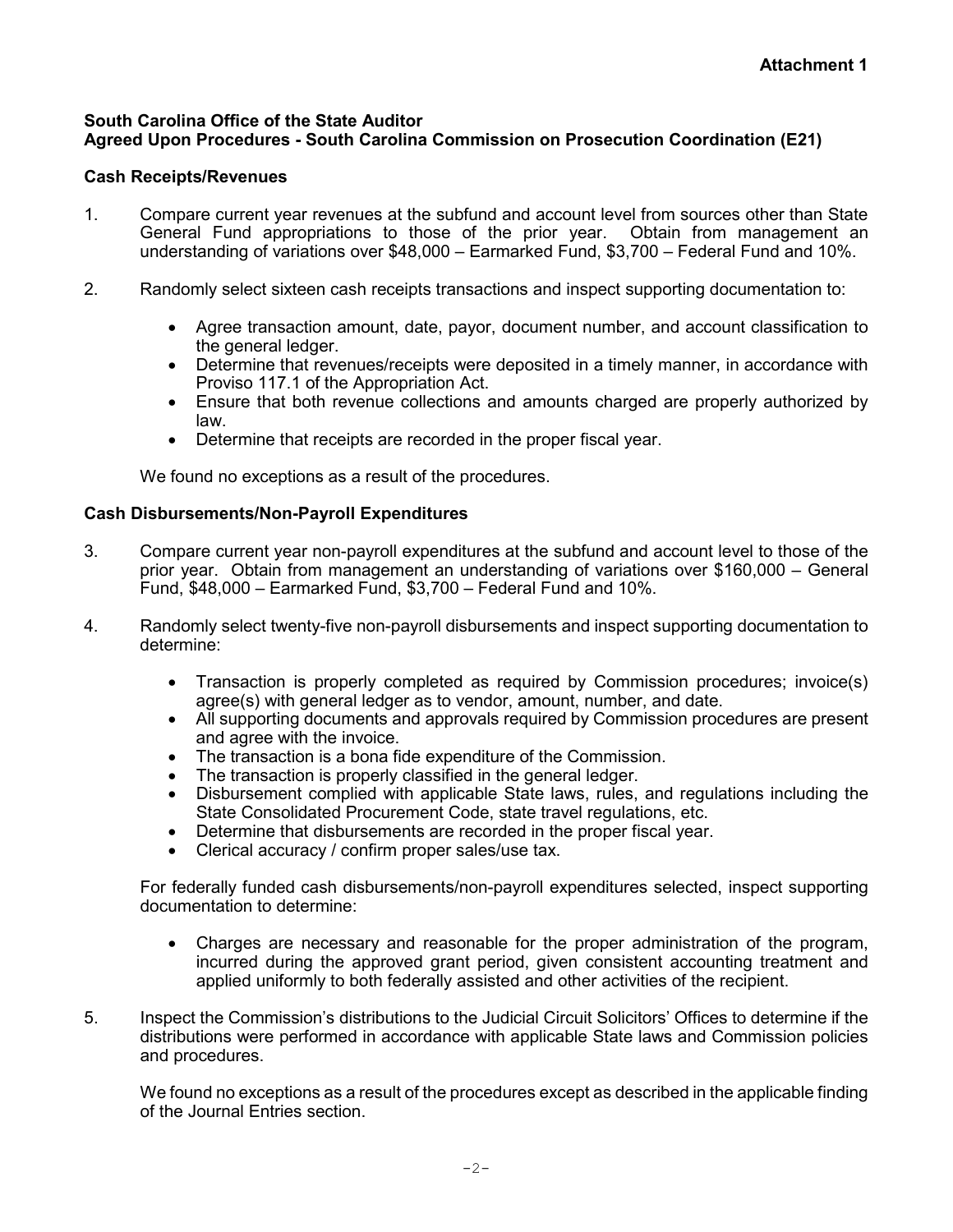**Attachment 1**

**South Carolina Office of the State Auditor**
**Agreed Upon Procedures - South Carolina Commission on Prosecution Coordination (E21)**

**Cash Receipts/Revenues**

1. Compare current year revenues at the subfund and account level from sources other than State General Fund appropriations to those of the prior year. Obtain from management an understanding of variations over $48,000 – Earmarked Fund, $3,700 – Federal Fund and 10%.

2. Randomly select sixteen cash receipts transactions and inspect supporting documentation to:

   - Agree transaction amount, date, payor, document number, and account classification to the general ledger.
   - Determine that revenues/receipts were deposited in a timely manner, in accordance with Proviso 117.1 of the Appropriation Act.
   - Ensure that both revenue collections and amounts charged are properly authorized by law.
   - Determine that receipts are recorded in the proper fiscal year.

   We found no exceptions as a result of the procedures.

**Cash Disbursements/Non-Payroll Expenditures**

3. Compare current year non-payroll expenditures at the subfund and account level to those of the prior year. Obtain from management an understanding of variations over $160,000 – General Fund, $48,000 – Earmarked Fund, $3,700 – Federal Fund and 10%.

4. Randomly select twenty-five non-payroll disbursements and inspect supporting documentation to determine:

   - Transaction is properly completed as required by Commission procedures; invoice(s) agree(s) with general ledger as to vendor, amount, number, and date.
   - All supporting documents and approvals required by Commission procedures are present and agree with the invoice.
   - The transaction is a bona fide expenditure of the Commission.
   - The transaction is properly classified in the general ledger.
   - Disbursement complied with applicable State laws, rules, and regulations including the State Consolidated Procurement Code, state travel regulations, etc.
   - Determine that disbursements are recorded in the proper fiscal year.
   - Clerical accuracy / confirm proper sales/use tax.

   For federally funded cash disbursements/non-payroll expenditures selected, inspect supporting documentation to determine:

   - Charges are necessary and reasonable for the proper administration of the program, incurred during the approved grant period, given consistent accounting treatment and applied uniformly to both federally assisted and other activities of the recipient.

5. Inspect the Commission's distributions to the Judicial Circuit Solicitors' Offices to determine if the distributions were performed in accordance with applicable State laws and Commission policies and procedures.

   We found no exceptions as a result of the procedures except as described in the applicable finding of the Journal Entries section.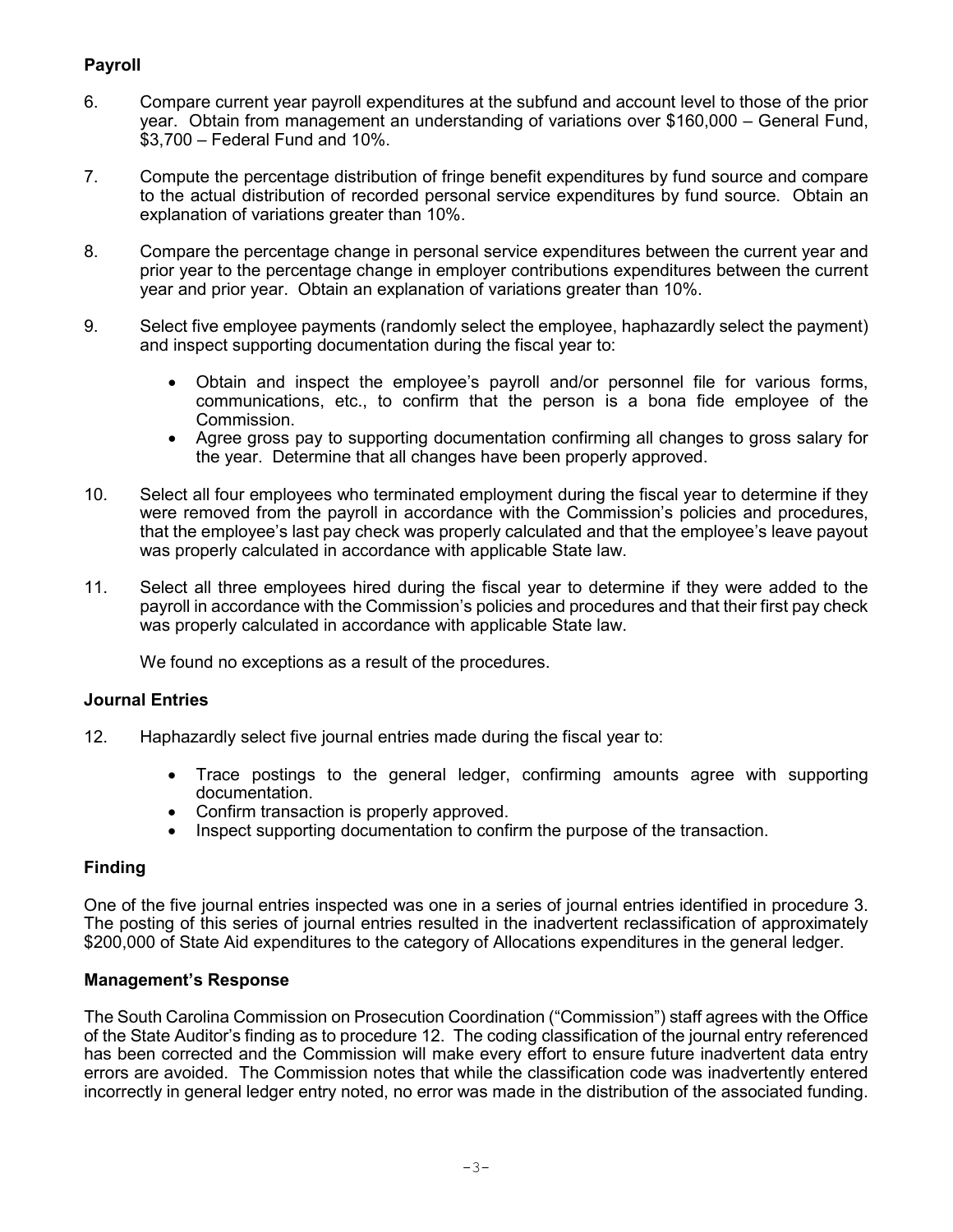**Payroll**

6. Compare current year payroll expenditures at the subfund and account level to those of the prior year. Obtain from management an understanding of variations over $160,000 – General Fund, $3,700 – Federal Fund and 10%.

7. Compute the percentage distribution of fringe benefit expenditures by fund source and compare to the actual distribution of recorded personal service expenditures by fund source. Obtain an explanation of variations greater than 10%.

8. Compare the percentage change in personal service expenditures between the current year and prior year to the percentage change in employer contributions expenditures between the current year and prior year. Obtain an explanation of variations greater than 10%.

9. Select five employee payments (randomly select the employee, haphazardly select the payment) and inspect supporting documentation during the fiscal year to:

   - Obtain and inspect the employee's payroll and/or personnel file for various forms, communications, etc., to confirm that the person is a bona fide employee of the Commission.
   - Agree gross pay to supporting documentation confirming all changes to gross salary for the year. Determine that all changes have been properly approved.

10. Select all four employees who terminated employment during the fiscal year to determine if they were removed from the payroll in accordance with the Commission's policies and procedures, that the employee's last pay check was properly calculated and that the employee's leave payout was properly calculated in accordance with applicable State law.

11. Select all three employees hired during the fiscal year to determine if they were added to the payroll in accordance with the Commission's policies and procedures and that their first pay check was properly calculated in accordance with applicable State law.

    We found no exceptions as a result of the procedures.

**Journal Entries**

12. Haphazardly select five journal entries made during the fiscal year to:

    - Trace postings to the general ledger, confirming amounts agree with supporting documentation.
    - Confirm transaction is properly approved.
    - Inspect supporting documentation to confirm the purpose of the transaction.

**Finding**

One of the five journal entries inspected was one in a series of journal entries identified in procedure 3. The posting of this series of journal entries resulted in the inadvertent reclassification of approximately $200,000 of State Aid expenditures to the category of Allocations expenditures in the general ledger.

**Management's Response**

The South Carolina Commission on Prosecution Coordination ("Commission") staff agrees with the Office of the State Auditor's finding as to procedure 12. The coding classification of the journal entry referenced has been corrected and the Commission will make every effort to ensure future inadvertent data entry errors are avoided. The Commission notes that while the classification code was inadvertently entered incorrectly in general ledger entry noted, no error was made in the distribution of the associated funding.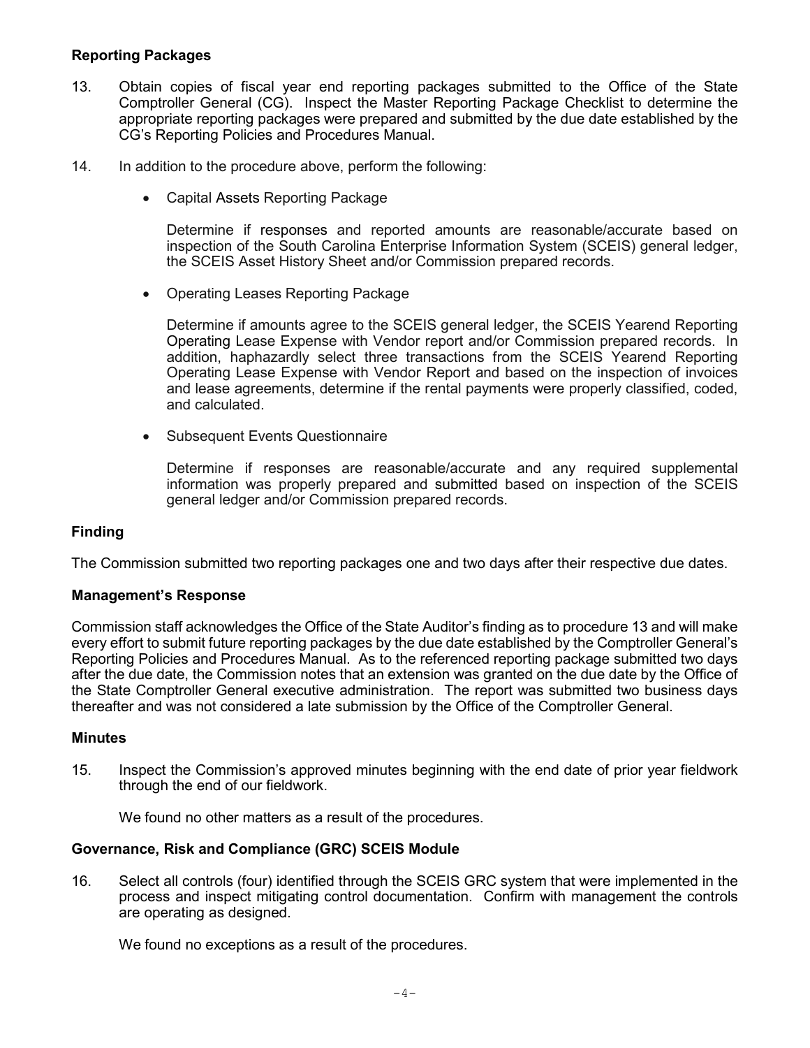### Reporting Packages

13. Obtain copies of fiscal year end reporting packages submitted to the Office of the State Comptroller General (CG). Inspect the Master Reporting Package Checklist to determine the appropriate reporting packages were prepared and submitted by the due date established by the CG's Reporting Policies and Procedures Manual.

14. In addition to the procedure above, perform the following:

    - Capital Assets Reporting Package

      Determine if responses and reported amounts are reasonable/accurate based on inspection of the South Carolina Enterprise Information System (SCEIS) general ledger, the SCEIS Asset History Sheet and/or Commission prepared records.

    - Operating Leases Reporting Package

      Determine if amounts agree to the SCEIS general ledger, the SCEIS Yearend Reporting Operating Lease Expense with Vendor report and/or Commission prepared records. In addition, haphazardly select three transactions from the SCEIS Yearend Reporting Operating Lease Expense with Vendor Report and based on the inspection of invoices and lease agreements, determine if the rental payments were properly classified, coded, and calculated.

    - Subsequent Events Questionnaire

      Determine if responses are reasonable/accurate and any required supplemental information was properly prepared and submitted based on inspection of the SCEIS general ledger and/or Commission prepared records.

### Finding

The Commission submitted two reporting packages one and two days after their respective due dates.

### Management's Response

Commission staff acknowledges the Office of the State Auditor's finding as to procedure 13 and will make every effort to submit future reporting packages by the due date established by the Comptroller General's Reporting Policies and Procedures Manual. As to the referenced reporting package submitted two days after the due date, the Commission notes that an extension was granted on the due date by the Office of the State Comptroller General executive administration. The report was submitted two business days thereafter and was not considered a late submission by the Office of the Comptroller General.

### Minutes

15. Inspect the Commission's approved minutes beginning with the end date of prior year fieldwork through the end of our fieldwork.

    We found no other matters as a result of the procedures.

### Governance, Risk and Compliance (GRC) SCEIS Module

16. Select all controls (four) identified through the SCEIS GRC system that were implemented in the process and inspect mitigating control documentation. Confirm with management the controls are operating as designed.

    We found no exceptions as a result of the procedures.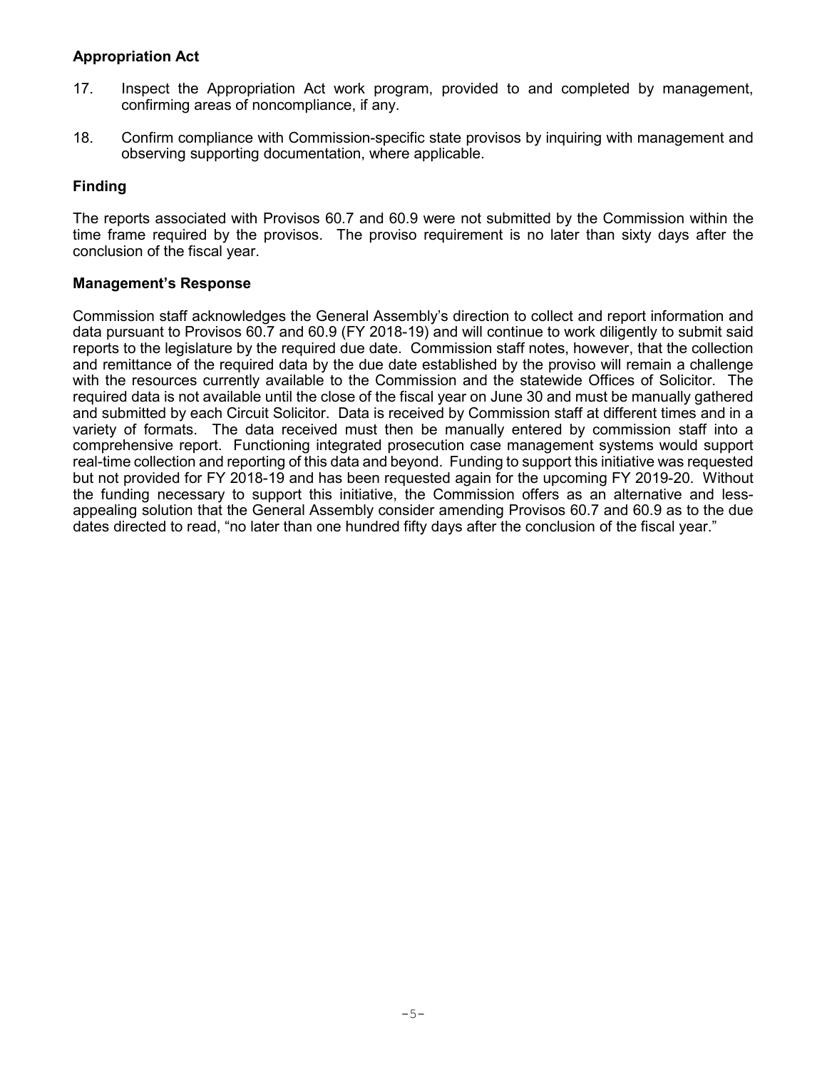### Appropriation Act

17. Inspect the Appropriation Act work program, provided to and completed by management, confirming areas of noncompliance, if any.

18. Confirm compliance with Commission-specific state provisos by inquiring with management and observing supporting documentation, where applicable.

### Finding

The reports associated with Provisos 60.7 and 60.9 were not submitted by the Commission within the time frame required by the provisos. The proviso requirement is no later than sixty days after the conclusion of the fiscal year.

### Management's Response

Commission staff acknowledges the General Assembly's direction to collect and report information and data pursuant to Provisos 60.7 and 60.9 (FY 2018-19) and will continue to work diligently to submit said reports to the legislature by the required due date. Commission staff notes, however, that the collection and remittance of the required data by the due date established by the proviso will remain a challenge with the resources currently available to the Commission and the statewide Offices of Solicitor. The required data is not available until the close of the fiscal year on June 30 and must be manually gathered and submitted by each Circuit Solicitor. Data is received by Commission staff at different times and in a variety of formats. The data received must then be manually entered by commission staff into a comprehensive report. Functioning integrated prosecution case management systems would support real-time collection and reporting of this data and beyond. Funding to support this initiative was requested but not provided for FY 2018-19 and has been requested again for the upcoming FY 2019-20. Without the funding necessary to support this initiative, the Commission offers as an alternative and less-appealing solution that the General Assembly consider amending Provisos 60.7 and 60.9 as to the due dates directed to read, "no later than one hundred fifty days after the conclusion of the fiscal year."